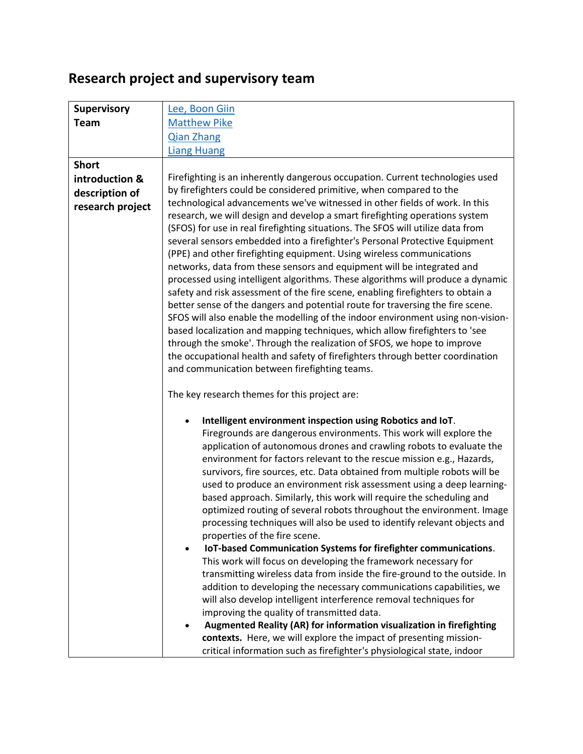## Research project and supervisory team

| | |
|---|---|
| **Supervisory Team** | [Lee, Boon Giin]<br>[Matthew Pike]<br>[Qian Zhang]<br>[Liang Huang] |
| **Short introduction & description of research project** | Firefighting is an inherently dangerous occupation. Current technologies used by firefighters could be considered primitive, when compared to the technological advancements we've witnessed in other fields of work. In this research, we will design and develop a smart firefighting operations system (SFOS) for use in real firefighting situations. The SFOS will utilize data from several sensors embedded into a firefighter's Personal Protective Equipment (PPE) and other firefighting equipment. Using wireless communications networks, data from these sensors and equipment will be integrated and processed using intelligent algorithms. These algorithms will produce a dynamic safety and risk assessment of the fire scene, enabling firefighters to obtain a better sense of the dangers and potential route for traversing the fire scene. SFOS will also enable the modelling of the indoor environment using non-vision-based localization and mapping techniques, which allow firefighters to 'see through the smoke'. Through the realization of SFOS, we hope to improve the occupational health and safety of firefighters through better coordination and communication between firefighting teams.<br><br>The key research themes for this project are:<br><br>• **Intelligent environment inspection using Robotics and IoT**. Firegrounds are dangerous environments. This work will explore the application of autonomous drones and crawling robots to evaluate the environment for factors relevant to the rescue mission e.g., Hazards, survivors, fire sources, etc. Data obtained from multiple robots will be used to produce an environment risk assessment using a deep learning-based approach. Similarly, this work will require the scheduling and optimized routing of several robots throughout the environment. Image processing techniques will also be used to identify relevant objects and properties of the fire scene.<br>• **IoT-based Communication Systems for firefighter communications**. This work will focus on developing the framework necessary for transmitting wireless data from inside the fire-ground to the outside. In addition to developing the necessary communications capabilities, we will also develop intelligent interference removal techniques for improving the quality of transmitted data.<br>• **Augmented Reality (AR) for information visualization in firefighting contexts.** Here, we will explore the impact of presenting mission-critical information such as firefighter's physiological state, indoor |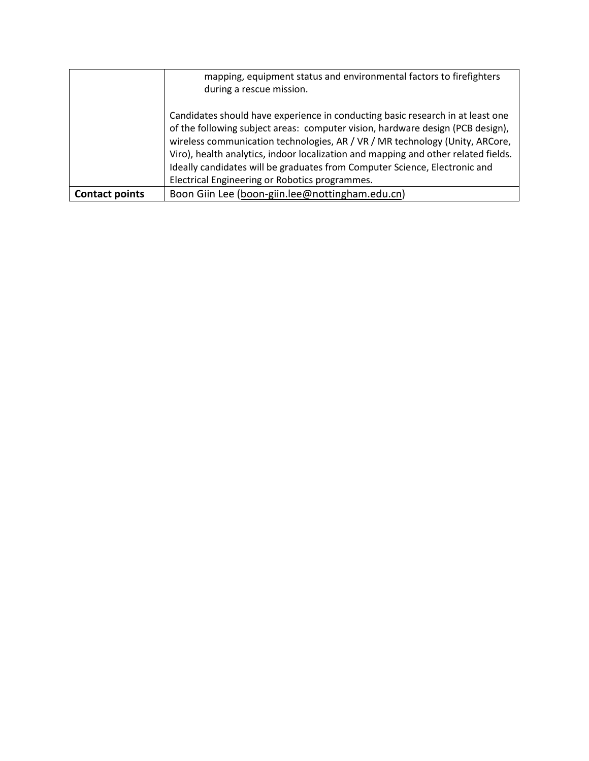| | |
|---|---|
| | mapping, equipment status and environmental factors to firefighters during a rescue mission.<br><br>Candidates should have experience in conducting basic research in at least one of the following subject areas: computer vision, hardware design (PCB design), wireless communication technologies, AR / VR / MR technology (Unity, ARCore, Viro), health analytics, indoor localization and mapping and other related fields. Ideally candidates will be graduates from Computer Science, Electronic and Electrical Engineering or Robotics programmes. |
| **Contact points** | Boon Giin Lee (boon-giin.lee@nottingham.edu.cn) |